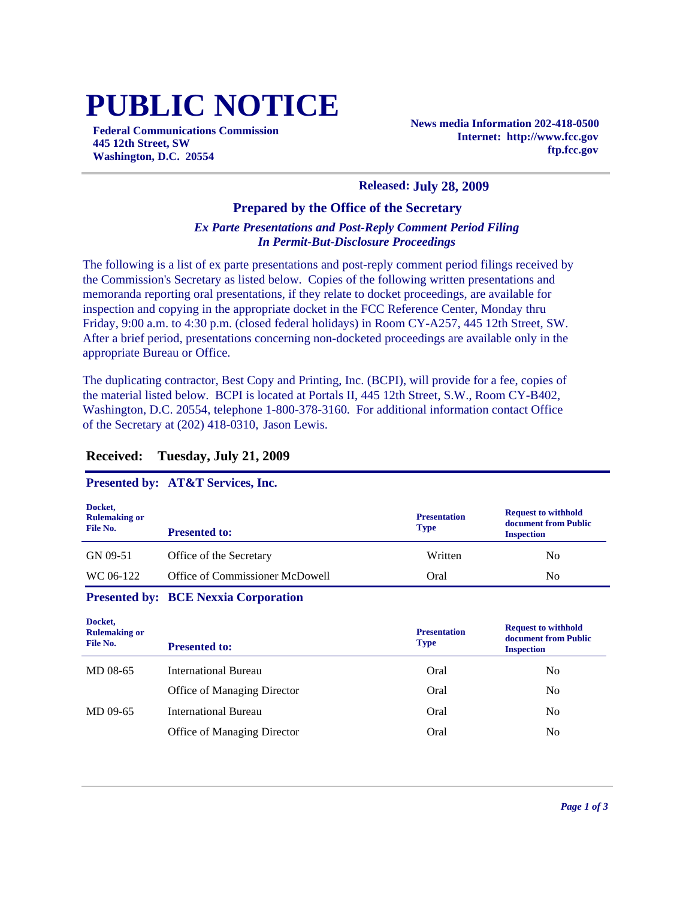# PUBLIC NOTICE

**Federal Communications Commission**
**445 12th Street, SW**
**Washington, D.C. 20554**

**News media Information 202-418-0500**
**Internet: http://www.fcc.gov**
**ftp.fcc.gov**

**Released: July 28, 2009**

## Prepared by the Office of the Secretary

***Ex Parte Presentations and Post-Reply Comment Period Filing In Permit-But-Disclosure Proceedings***

The following is a list of ex parte presentations and post-reply comment period filings received by the Commission's Secretary as listed below. Copies of the following written presentations and memoranda reporting oral presentations, if they relate to docket proceedings, are available for inspection and copying in the appropriate docket in the FCC Reference Center, Monday thru Friday, 9:00 a.m. to 4:30 p.m. (closed federal holidays) in Room CY-A257, 445 12th Street, SW. After a brief period, presentations concerning non-docketed proceedings are available only in the appropriate Bureau or Office.

The duplicating contractor, Best Copy and Printing, Inc. (BCPI), will provide for a fee, copies of the material listed below. BCPI is located at Portals II, 445 12th Street, S.W., Room CY-B402, Washington, D.C. 20554, telephone 1-800-378-3160. For additional information contact Office of the Secretary at (202) 418-0310, Jason Lewis.

### Received: Tuesday, July 21, 2009

**Presented by: AT&T Services, Inc.**

| Docket, Rulemaking or File No. | Presented to: | Presentation Type | Request to withhold document from Public Inspection |
|---|---|---|---|
| GN 09-51 | Office of the Secretary | Written | No |
| WC 06-122 | Office of Commissioner McDowell | Oral | No |

**Presented by: BCE Nexxia Corporation**

| Docket, Rulemaking or File No. | Presented to: | Presentation Type | Request to withhold document from Public Inspection |
|---|---|---|---|
| MD 08-65 | International Bureau | Oral | No |
| | Office of Managing Director | Oral | No |
| MD 09-65 | International Bureau | Oral | No |
| | Office of Managing Director | Oral | No |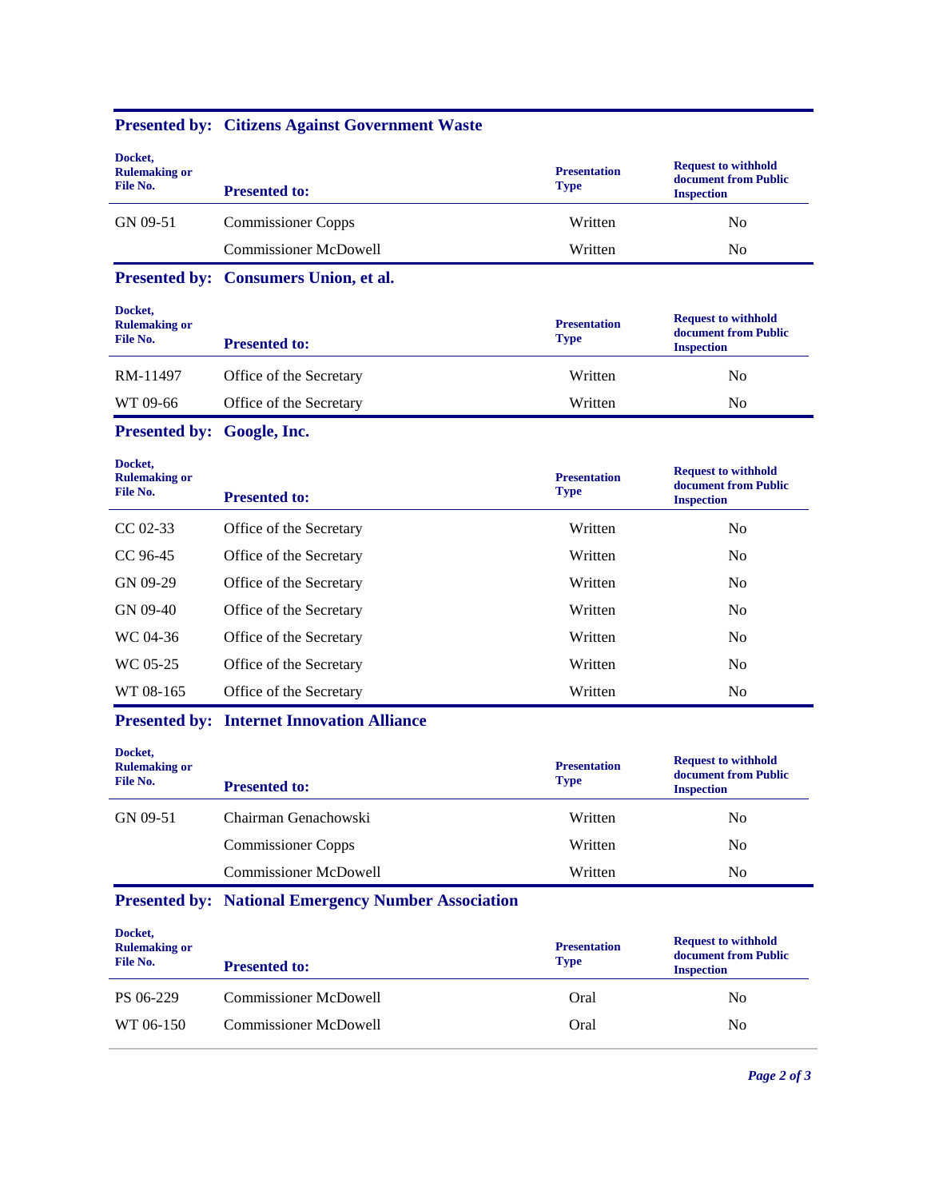**Presented by: Citizens Against Government Waste**

| Docket, Rulemaking or File No. | Presented to: | Presentation Type | Request to withhold document from Public Inspection |
|---|---|---|---|
| GN 09-51 | Commissioner Copps | Written | No |
| | Commissioner McDowell | Written | No |

**Presented by: Consumers Union, et al.**

| Docket, Rulemaking or File No. | Presented to: | Presentation Type | Request to withhold document from Public Inspection |
|---|---|---|---|
| RM-11497 | Office of the Secretary | Written | No |
| WT 09-66 | Office of the Secretary | Written | No |

**Presented by: Google, Inc.**

| Docket, Rulemaking or File No. | Presented to: | Presentation Type | Request to withhold document from Public Inspection |
|---|---|---|---|
| CC 02-33 | Office of the Secretary | Written | No |
| CC 96-45 | Office of the Secretary | Written | No |
| GN 09-29 | Office of the Secretary | Written | No |
| GN 09-40 | Office of the Secretary | Written | No |
| WC 04-36 | Office of the Secretary | Written | No |
| WC 05-25 | Office of the Secretary | Written | No |
| WT 08-165 | Office of the Secretary | Written | No |

**Presented by: Internet Innovation Alliance**

| Docket, Rulemaking or File No. | Presented to: | Presentation Type | Request to withhold document from Public Inspection |
|---|---|---|---|
| GN 09-51 | Chairman Genachowski | Written | No |
| | Commissioner Copps | Written | No |
| | Commissioner McDowell | Written | No |

**Presented by: National Emergency Number Association**

| Docket, Rulemaking or File No. | Presented to: | Presentation Type | Request to withhold document from Public Inspection |
|---|---|---|---|
| PS 06-229 | Commissioner McDowell | Oral | No |
| WT 06-150 | Commissioner McDowell | Oral | No |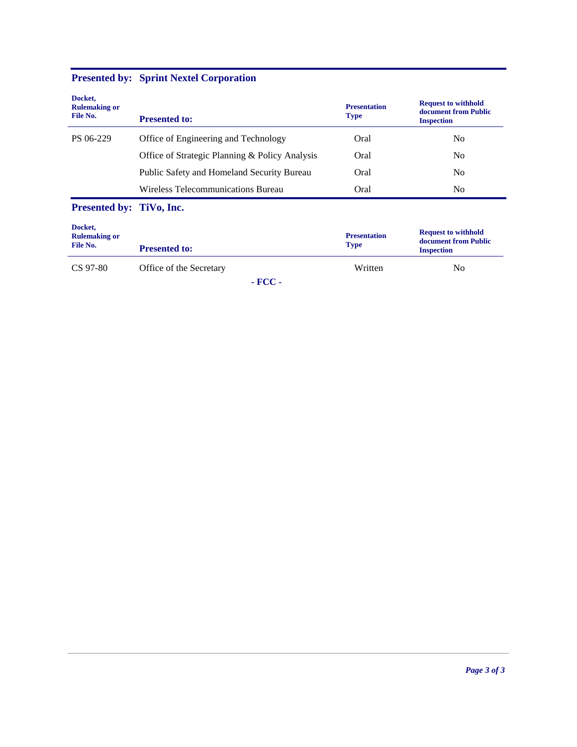**Presented by: Sprint Nextel Corporation**

| Docket, Rulemaking or File No. | Presented to: | Presentation Type | Request to withhold document from Public Inspection |
|---|---|---|---|
| PS 06-229 | Office of Engineering and Technology | Oral | No |
| | Office of Strategic Planning & Policy Analysis | Oral | No |
| | Public Safety and Homeland Security Bureau | Oral | No |
| | Wireless Telecommunications Bureau | Oral | No |

**Presented by: TiVo, Inc.**

| Docket, Rulemaking or File No. | Presented to: | Presentation Type | Request to withhold document from Public Inspection |
|---|---|---|---|
| CS 97-80 | Office of the Secretary | Written | No |

**- FCC -**